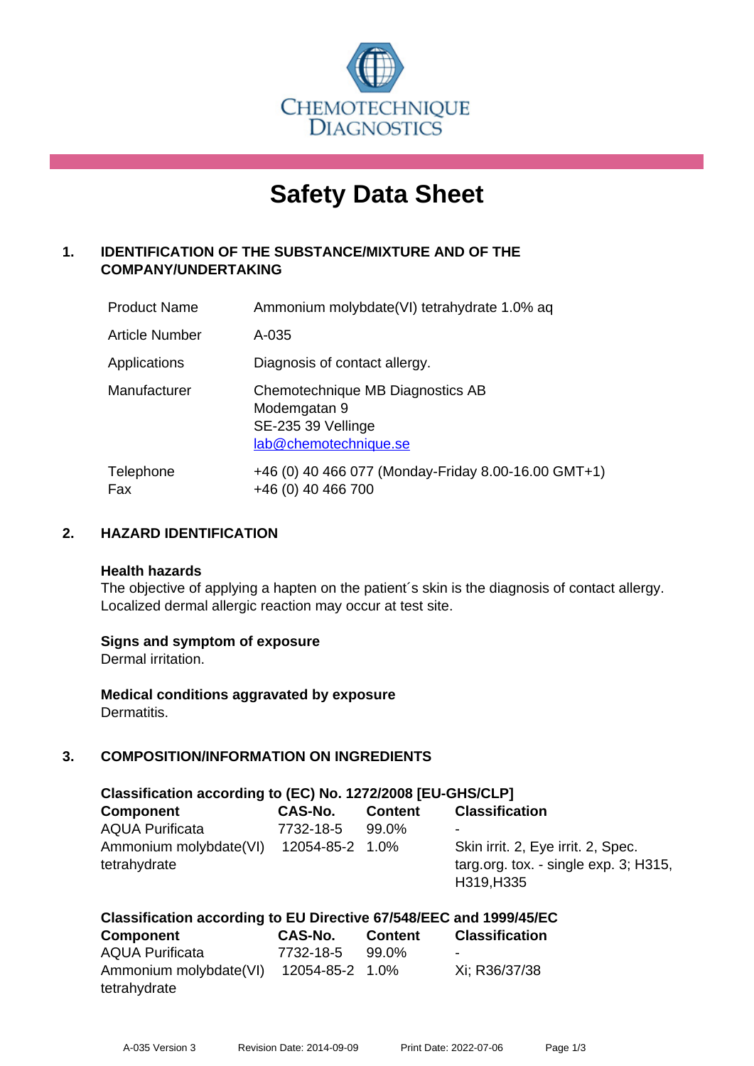CHEMOTECHNIQUE DIAGNOSTICS

# Safety Data Sheet

## 1. IDENTIFICATION OF THE SUBSTANCE/MIXTURE AND OF THE COMPANY/UNDERTAKING

| | |
|---|---|
| Product Name | Ammonium molybdate(VI) tetrahydrate 1.0% aq |
| Article Number | A-035 |
| Applications | Diagnosis of contact allergy. |
| Manufacturer | Chemotechnique MB Diagnostics AB<br>Modemgatan 9<br>SE-235 39 Vellinge<br>lab@chemotechnique.se |
| Telephone<br>Fax | +46 (0) 40 466 077 (Monday-Friday 8.00-16.00 GMT+1)<br>+46 (0) 40 466 700 |

## 2. HAZARD IDENTIFICATION

**Health hazards**

The objective of applying a hapten on the patient´s skin is the diagnosis of contact allergy. Localized dermal allergic reaction may occur at test site.

**Signs and symptom of exposure**

Dermal irritation.

**Medical conditions aggravated by exposure**

Dermatitis.

## 3. COMPOSITION/INFORMATION ON INGREDIENTS

**Classification according to (EC) No. 1272/2008 [EU-GHS/CLP]**

| Component | CAS-No. | Content | Classification |
|---|---|---|---|
| AQUA Purificata | 7732-18-5 | 99.0% | - |
| Ammonium molybdate(VI) tetrahydrate | 12054-85-2 | 1.0% | Skin irrit. 2, Eye irrit. 2, Spec. targ.org. tox. - single exp. 3; H315, H319,H335 |

**Classification according to EU Directive 67/548/EEC and 1999/45/EC**

| Component | CAS-No. | Content | Classification |
|---|---|---|---|
| AQUA Purificata | 7732-18-5 | 99.0% | - |
| Ammonium molybdate(VI) tetrahydrate | 12054-85-2 | 1.0% | Xi; R36/37/38 |

A-035 Version 3 Revision Date: 2014-09-09 Print Date: 2022-07-06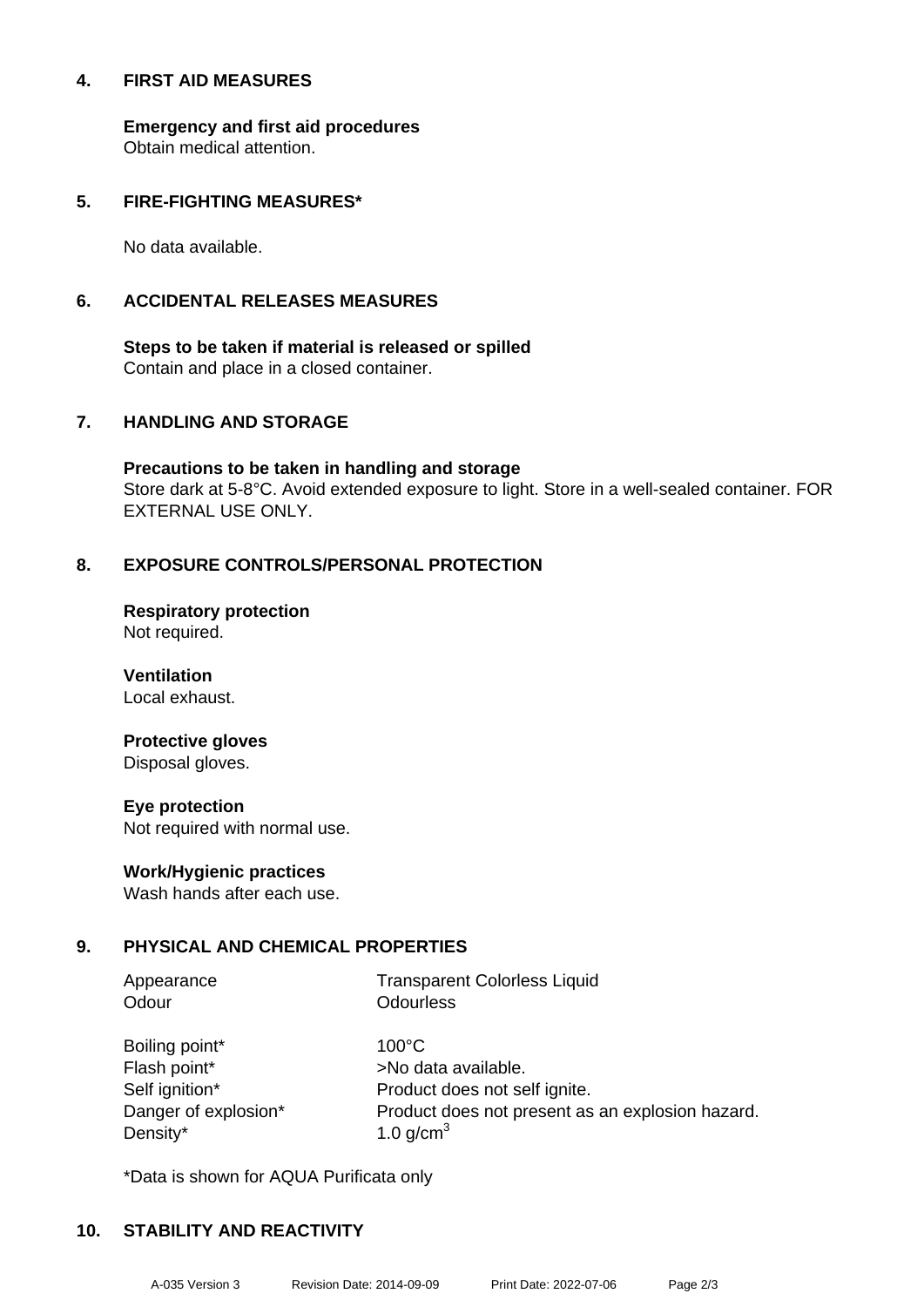## 4. FIRST AID MEASURES

**Emergency and first aid procedures**
Obtain medical attention.

## 5. FIRE-FIGHTING MEASURES*

No data available.

## 6. ACCIDENTAL RELEASES MEASURES

**Steps to be taken if material is released or spilled**
Contain and place in a closed container.

## 7. HANDLING AND STORAGE

**Precautions to be taken in handling and storage**
Store dark at 5-8°C. Avoid extended exposure to light. Store in a well-sealed container. FOR EXTERNAL USE ONLY.

## 8. EXPOSURE CONTROLS/PERSONAL PROTECTION

**Respiratory protection**
Not required.

**Ventilation**
Local exhaust.

**Protective gloves**
Disposal gloves.

**Eye protection**
Not required with normal use.

**Work/Hygienic practices**
Wash hands after each use.

## 9. PHYSICAL AND CHEMICAL PROPERTIES

| | |
|---|---|
| Appearance | Transparent Colorless Liquid |
| Odour | Odourless |
| Boiling point* | 100°C |
| Flash point* | >No data available. |
| Self ignition* | Product does not self ignite. |
| Danger of explosion* | Product does not present as an explosion hazard. |
| Density* | 1.0 g/cm$^3$ |

*Data is shown for AQUA Purificata only

## 10. STABILITY AND REACTIVITY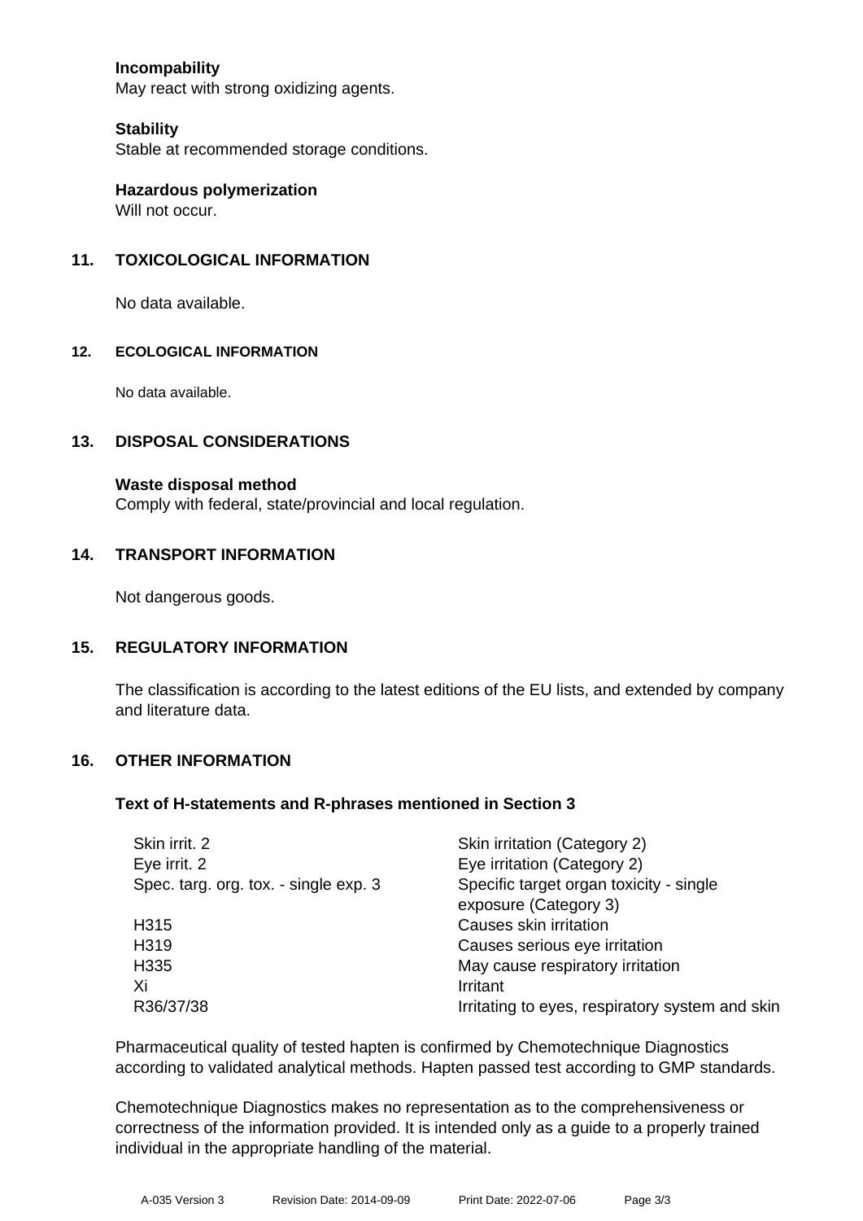**Incompatibility**
May react with strong oxidizing agents.

**Stability**
Stable at recommended storage conditions.

**Hazardous polymerization**
Will not occur.

## 11. TOXICOLOGICAL INFORMATION

No data available.

## 12. ECOLOGICAL INFORMATION

No data available.

## 13. DISPOSAL CONSIDERATIONS

**Waste disposal method**
Comply with federal, state/provincial and local regulation.

## 14. TRANSPORT INFORMATION

Not dangerous goods.

## 15. REGULATORY INFORMATION

The classification is according to the latest editions of the EU lists, and extended by company and literature data.

## 16. OTHER INFORMATION

### Text of H-statements and R-phrases mentioned in Section 3

| | |
|---|---|
| Skin irrit. 2 | Skin irritation (Category 2) |
| Eye irrit. 2 | Eye irritation (Category 2) |
| Spec. targ. org. tox. - single exp. 3 | Specific target organ toxicity - single exposure (Category 3) |
| H315 | Causes skin irritation |
| H319 | Causes serious eye irritation |
| H335 | May cause respiratory irritation |
| Xi | Irritant |
| R36/37/38 | Irritating to eyes, respiratory system and skin |

Pharmaceutical quality of tested hapten is confirmed by Chemotechnique Diagnostics according to validated analytical methods. Hapten passed test according to GMP standards.

Chemotechnique Diagnostics makes no representation as to the comprehensiveness or correctness of the information provided. It is intended only as a guide to a properly trained individual in the appropriate handling of the material.

A-035 Version 3 Revision Date: 2014-09-09 Print Date: 2022-07-06